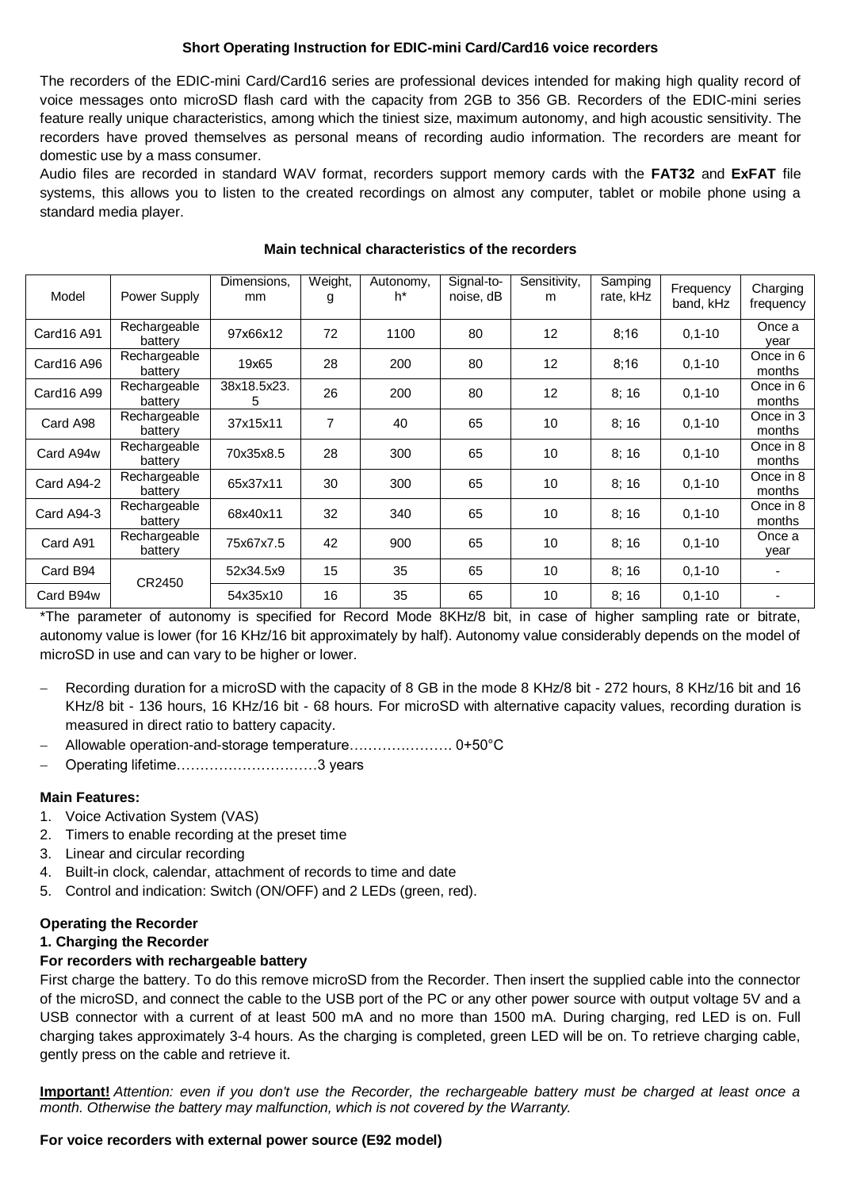**Short Operating Instruction for EDIC-mini Card/Card16 voice recorders**

The recorders of the EDIC-mini Card/Card16 series are professional devices intended for making high quality record of voice messages onto microSD flash card with the capacity from 2GB to 356 GB. Recorders of the EDIC-mini series feature really unique characteristics, among which the tiniest size, maximum autonomy, and high acoustic sensitivity. The recorders have proved themselves as personal means of recording audio information. The recorders are meant for domestic use by a mass consumer.

Audio files are recorded in standard WAV format, recorders support memory cards with the **FAT32** and **ExFAT** file systems, this allows you to listen to the created recordings on almost any computer, tablet or mobile phone using a standard media player.

**Main technical characteristics of the recorders**

| Model | Power Supply | Dimensions, mm | Weight, g | Autonomy, h* | Signal-to-noise, dB | Sensitivity, m | Samping rate, kHz | Frequency band, kHz | Charging frequency |
|---|---|---|---|---|---|---|---|---|---|
| Card16 A91 | Rechargeable battery | 97x66x12 | 72 | 1100 | 80 | 12 | 8;16 | 0,1-10 | Once a year |
| Card16 A96 | Rechargeable battery | 19x65 | 28 | 200 | 80 | 12 | 8;16 | 0,1-10 | Once in 6 months |
| Card16 A99 | Rechargeable battery | 38x18.5x23.5 | 26 | 200 | 80 | 12 | 8; 16 | 0,1-10 | Once in 6 months |
| Card A98 | Rechargeable battery | 37x15x11 | 7 | 40 | 65 | 10 | 8; 16 | 0,1-10 | Once in 3 months |
| Card A94w | Rechargeable battery | 70x35x8.5 | 28 | 300 | 65 | 10 | 8; 16 | 0,1-10 | Once in 8 months |
| Card A94-2 | Rechargeable battery | 65x37x11 | 30 | 300 | 65 | 10 | 8; 16 | 0,1-10 | Once in 8 months |
| Card A94-3 | Rechargeable battery | 68x40x11 | 32 | 340 | 65 | 10 | 8; 16 | 0,1-10 | Once in 8 months |
| Card A91 | Rechargeable battery | 75x67x7.5 | 42 | 900 | 65 | 10 | 8; 16 | 0,1-10 | Once a year |
| Card B94 | CR2450 | 52x34.5x9 | 15 | 35 | 65 | 10 | 8; 16 | 0,1-10 | - |
| Card B94w | | 54x35x10 | 16 | 35 | 65 | 10 | 8; 16 | 0,1-10 | - |

*The parameter of autonomy is specified for Record Mode 8KHz/8 bit, in case of higher sampling rate or bitrate, autonomy value is lower (for 16 KHz/16 bit approximately by half). Autonomy value considerably depends on the model of microSD in use and can vary to be higher or lower.

- Recording duration for a microSD with the capacity of 8 GB in the mode 8 KHz/8 bit - 272 hours, 8 KHz/16 bit and 16 KHz/8 bit - 136 hours, 16 KHz/16 bit - 68 hours. For microSD with alternative capacity values, recording duration is measured in direct ratio to battery capacity.
- Allowable operation-and-storage temperature…………………. 0+50°C
- Operating lifetime…………………………3 years

**Main Features:**

1. Voice Activation System (VAS)
2. Timers to enable recording at the preset time
3. Linear and circular recording
4. Built-in clock, calendar, attachment of records to time and date
5. Control and indication: Switch (ON/OFF) and 2 LEDs (green, red).

**Operating the Recorder**

**1. Charging the Recorder**

**For recorders with rechargeable battery**

First charge the battery. To do this remove microSD from the Recorder. Then insert the supplied cable into the connector of the microSD, and connect the cable to the USB port of the PC or any other power source with output voltage 5V and a USB connector with a current of at least 500 mA and no more than 1500 mA. During charging, red LED is on. Full charging takes approximately 3-4 hours. As the charging is completed, green LED will be on. To retrieve charging cable, gently press on the cable and retrieve it.

**Important!** *Attention: even if you don't use the Recorder, the rechargeable battery must be charged at least once a month. Otherwise the battery may malfunction, which is not covered by the Warranty.*

**For voice recorders with external power source (E92 model)**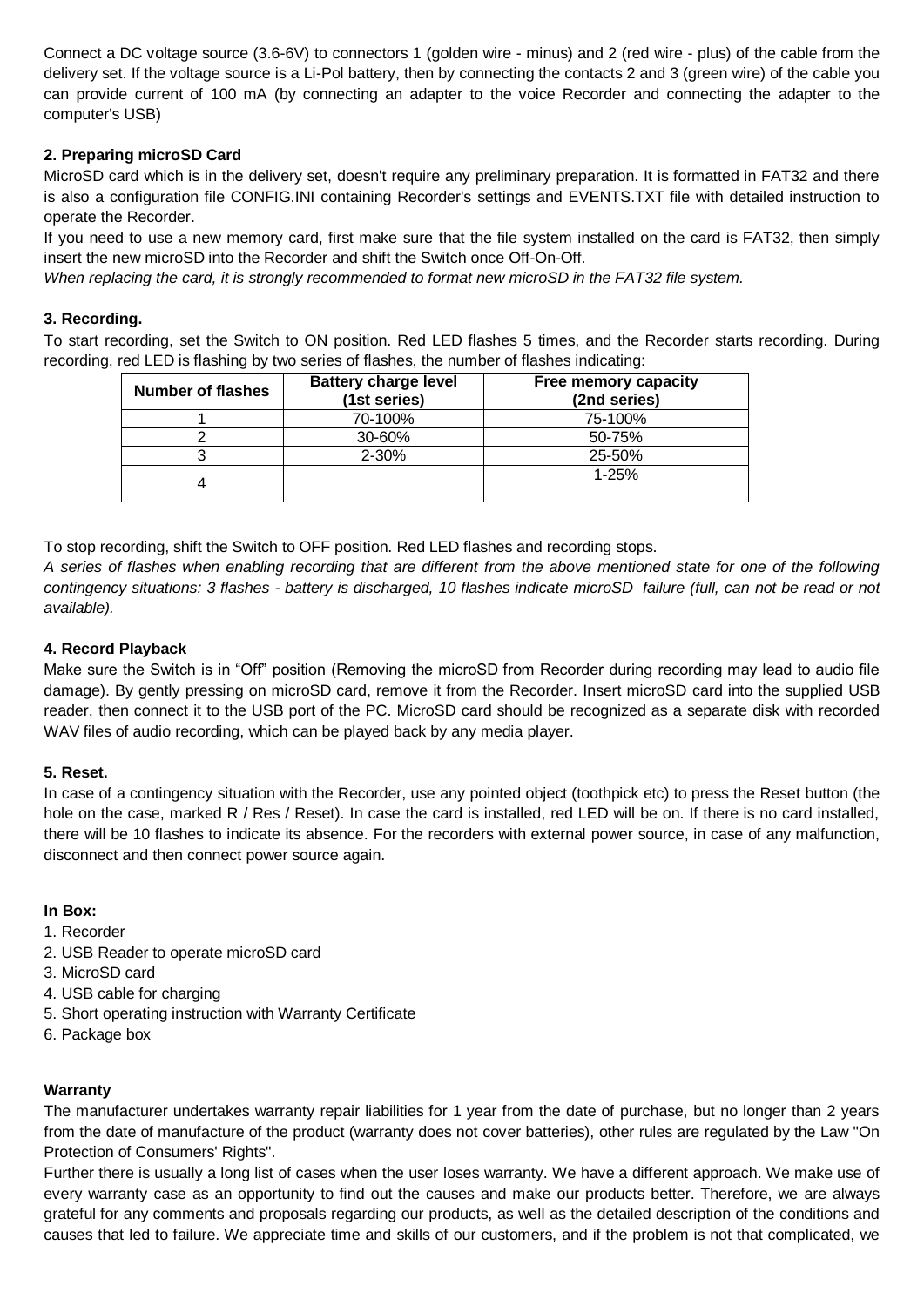Connect a DC voltage source (3.6-6V) to connectors 1 (golden wire - minus) and 2 (red wire - plus) of the cable from the delivery set. If the voltage source is a Li-Pol battery, then by connecting the contacts 2 and 3 (green wire) of the cable you can provide current of 100 mA (by connecting an adapter to the voice Recorder and connecting the adapter to the computer's USB)

**2. Preparing microSD Card**

MicroSD card which is in the delivery set, doesn't require any preliminary preparation. It is formatted in FAT32 and there is also a configuration file CONFIG.INI containing Recorder's settings and EVENTS.TXT file with detailed instruction to operate the Recorder.

If you need to use a new memory card, first make sure that the file system installed on the card is FAT32, then simply insert the new microSD into the Recorder and shift the Switch once Off-On-Off.

*When replacing the card, it is strongly recommended to format new microSD in the FAT32 file system.*

**3. Recording.**

To start recording, set the Switch to ON position. Red LED flashes 5 times, and the Recorder starts recording. During recording, red LED is flashing by two series of flashes, the number of flashes indicating:

| Number of flashes | Battery charge level (1st series) | Free memory capacity (2nd series) |
|---|---|---|
| 1 | 70-100% | 75-100% |
| 2 | 30-60% | 50-75% |
| 3 | 2-30% | 25-50% |
| 4 | | 1-25% |

To stop recording, shift the Switch to OFF position. Red LED flashes and recording stops.

*A series of flashes when enabling recording that are different from the above mentioned state for one of the following contingency situations: 3 flashes - battery is discharged, 10 flashes indicate microSD failure (full, can not be read or not available).*

**4. Record Playback**

Make sure the Switch is in "Off" position (Removing the microSD from Recorder during recording may lead to audio file damage). By gently pressing on microSD card, remove it from the Recorder. Insert microSD card into the supplied USB reader, then connect it to the USB port of the PC. MicroSD card should be recognized as a separate disk with recorded WAV files of audio recording, which can be played back by any media player.

**5. Reset.**

In case of a contingency situation with the Recorder, use any pointed object (toothpick etc) to press the Reset button (the hole on the case, marked R / Res / Reset). In case the card is installed, red LED will be on. If there is no card installed, there will be 10 flashes to indicate its absence. For the recorders with external power source, in case of any malfunction, disconnect and then connect power source again.

**In Box:**

1. Recorder
2. USB Reader to operate microSD card
3. MicroSD card
4. USB cable for charging
5. Short operating instruction with Warranty Certificate
6. Package box

**Warranty**

The manufacturer undertakes warranty repair liabilities for 1 year from the date of purchase, but no longer than 2 years from the date of manufacture of the product (warranty does not cover batteries), other rules are regulated by the Law "On Protection of Consumers' Rights".

Further there is usually a long list of cases when the user loses warranty. We have a different approach. We make use of every warranty case as an opportunity to find out the causes and make our products better. Therefore, we are always grateful for any comments and proposals regarding our products, as well as the detailed description of the conditions and causes that led to failure. We appreciate time and skills of our customers, and if the problem is not that complicated, we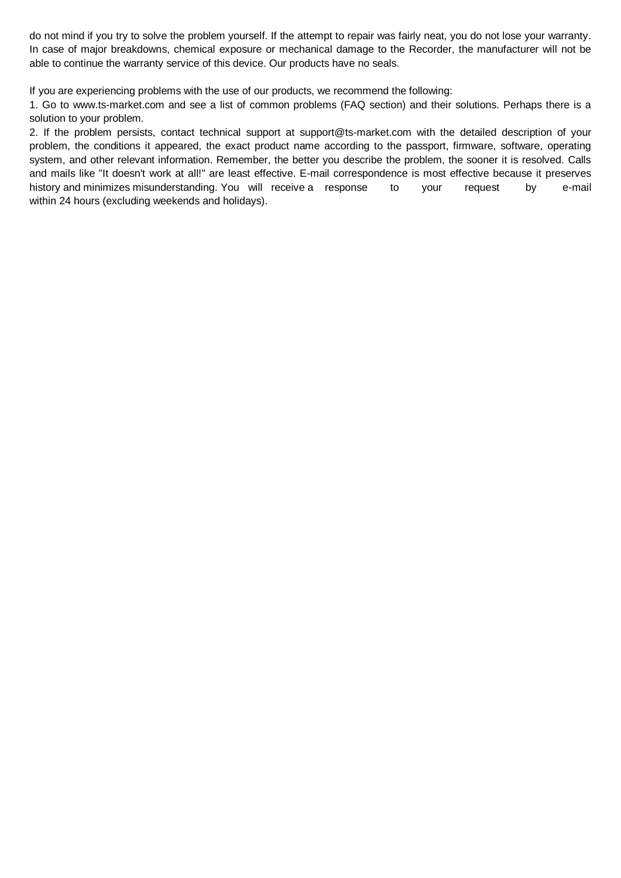do not mind if you try to solve the problem yourself. If the attempt to repair was fairly neat, you do not lose your warranty. In case of major breakdowns, chemical exposure or mechanical damage to the Recorder, the manufacturer will not be able to continue the warranty service of this device. Our products have no seals.

If you are experiencing problems with the use of our products, we recommend the following:

1. Go to www.ts-market.com and see a list of common problems (FAQ section) and their solutions. Perhaps there is a solution to your problem.
2. If the problem persists, contact technical support at support@ts-market.com with the detailed description of your problem, the conditions it appeared, the exact product name according to the passport, firmware, software, operating system, and other relevant information. Remember, the better you describe the problem, the sooner it is resolved. Calls and mails like "It doesn't work at all!" are least effective. E-mail correspondence is most effective because it preserves history and minimizes misunderstanding. You will receive a response to your request by e-mail within 24 hours (excluding weekends and holidays).